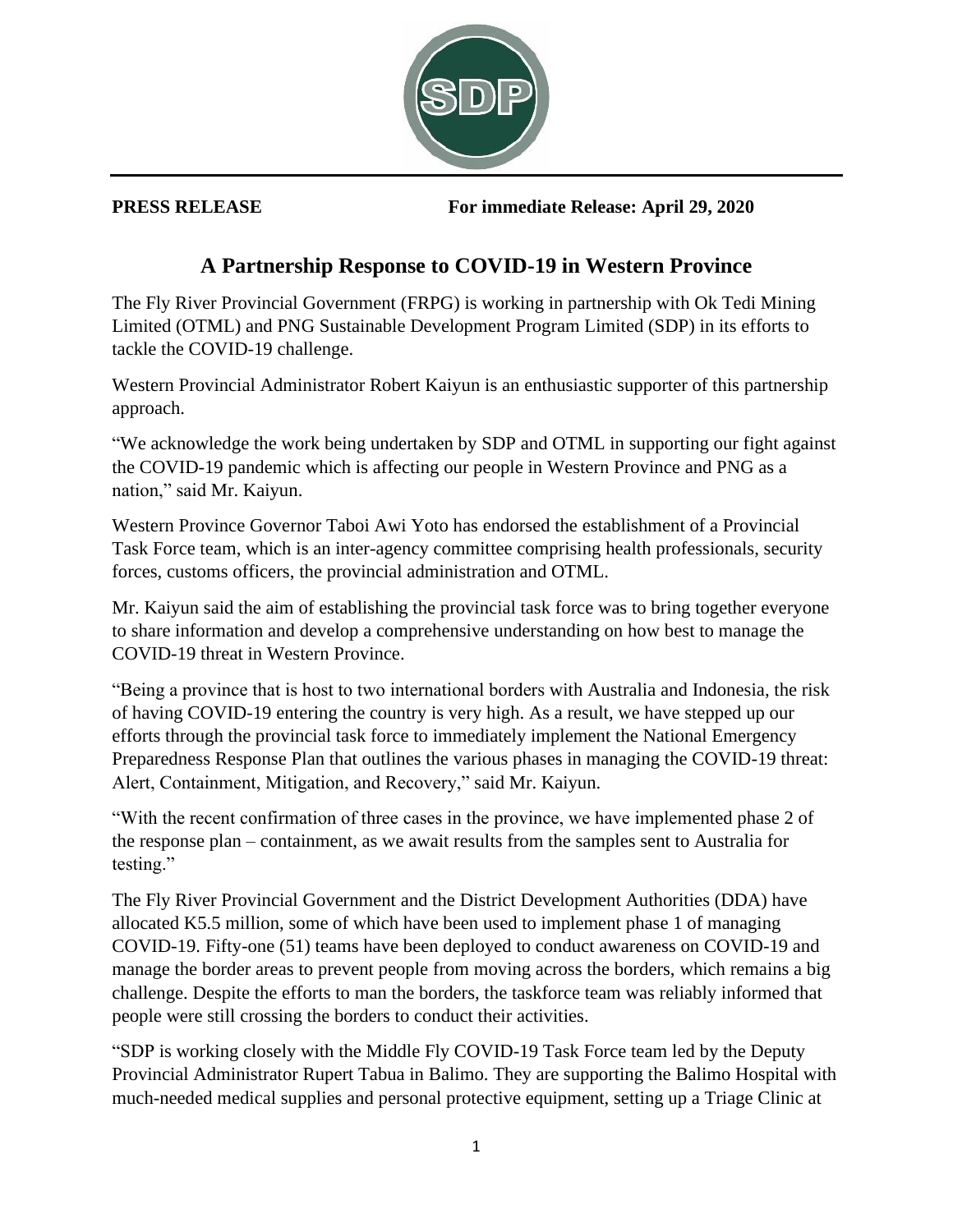**PRESS RELEASE** **For immediate Release: April 29, 2020**

# A Partnership Response to COVID-19 in Western Province

The Fly River Provincial Government (FRPG) is working in partnership with Ok Tedi Mining Limited (OTML) and PNG Sustainable Development Program Limited (SDP) in its efforts to tackle the COVID-19 challenge.

Western Provincial Administrator Robert Kaiyun is an enthusiastic supporter of this partnership approach.

"We acknowledge the work being undertaken by SDP and OTML in supporting our fight against the COVID-19 pandemic which is affecting our people in Western Province and PNG as a nation," said Mr. Kaiyun.

Western Province Governor Taboi Awi Yoto has endorsed the establishment of a Provincial Task Force team, which is an inter-agency committee comprising health professionals, security forces, customs officers, the provincial administration and OTML.

Mr. Kaiyun said the aim of establishing the provincial task force was to bring together everyone to share information and develop a comprehensive understanding on how best to manage the COVID-19 threat in Western Province.

"Being a province that is host to two international borders with Australia and Indonesia, the risk of having COVID-19 entering the country is very high. As a result, we have stepped up our efforts through the provincial task force to immediately implement the National Emergency Preparedness Response Plan that outlines the various phases in managing the COVID-19 threat: Alert, Containment, Mitigation, and Recovery," said Mr. Kaiyun.

"With the recent confirmation of three cases in the province, we have implemented phase 2 of the response plan – containment, as we await results from the samples sent to Australia for testing."

The Fly River Provincial Government and the District Development Authorities (DDA) have allocated K5.5 million, some of which have been used to implement phase 1 of managing COVID-19. Fifty-one (51) teams have been deployed to conduct awareness on COVID-19 and manage the border areas to prevent people from moving across the borders, which remains a big challenge. Despite the efforts to man the borders, the taskforce team was reliably informed that people were still crossing the borders to conduct their activities.

"SDP is working closely with the Middle Fly COVID-19 Task Force team led by the Deputy Provincial Administrator Rupert Tabua in Balimo. They are supporting the Balimo Hospital with much-needed medical supplies and personal protective equipment, setting up a Triage Clinic at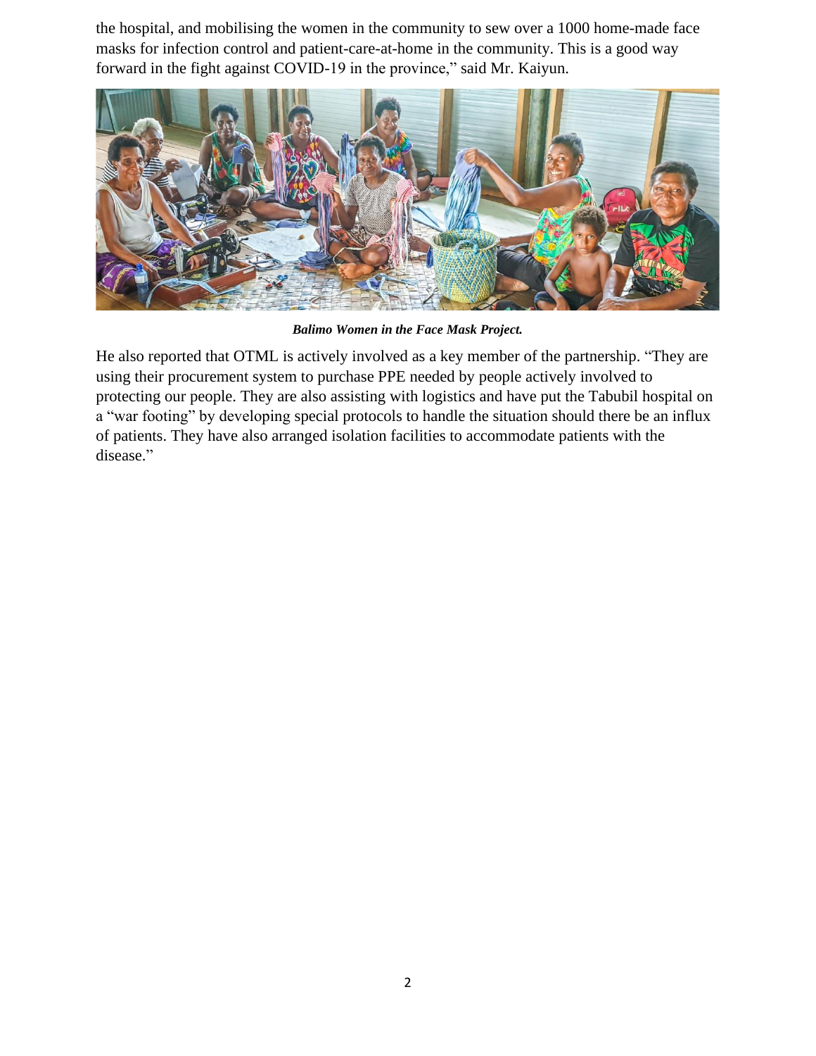the hospital, and mobilising the women in the community to sew over a 1000 home-made face masks for infection control and patient-care-at-home in the community. This is a good way forward in the fight against COVID-19 in the province," said Mr. Kaiyun.

***Balimo Women in the Face Mask Project.***

He also reported that OTML is actively involved as a key member of the partnership. "They are using their procurement system to purchase PPE needed by people actively involved to protecting our people. They are also assisting with logistics and have put the Tabubil hospital on a "war footing" by developing special protocols to handle the situation should there be an influx of patients. They have also arranged isolation facilities to accommodate patients with the disease."